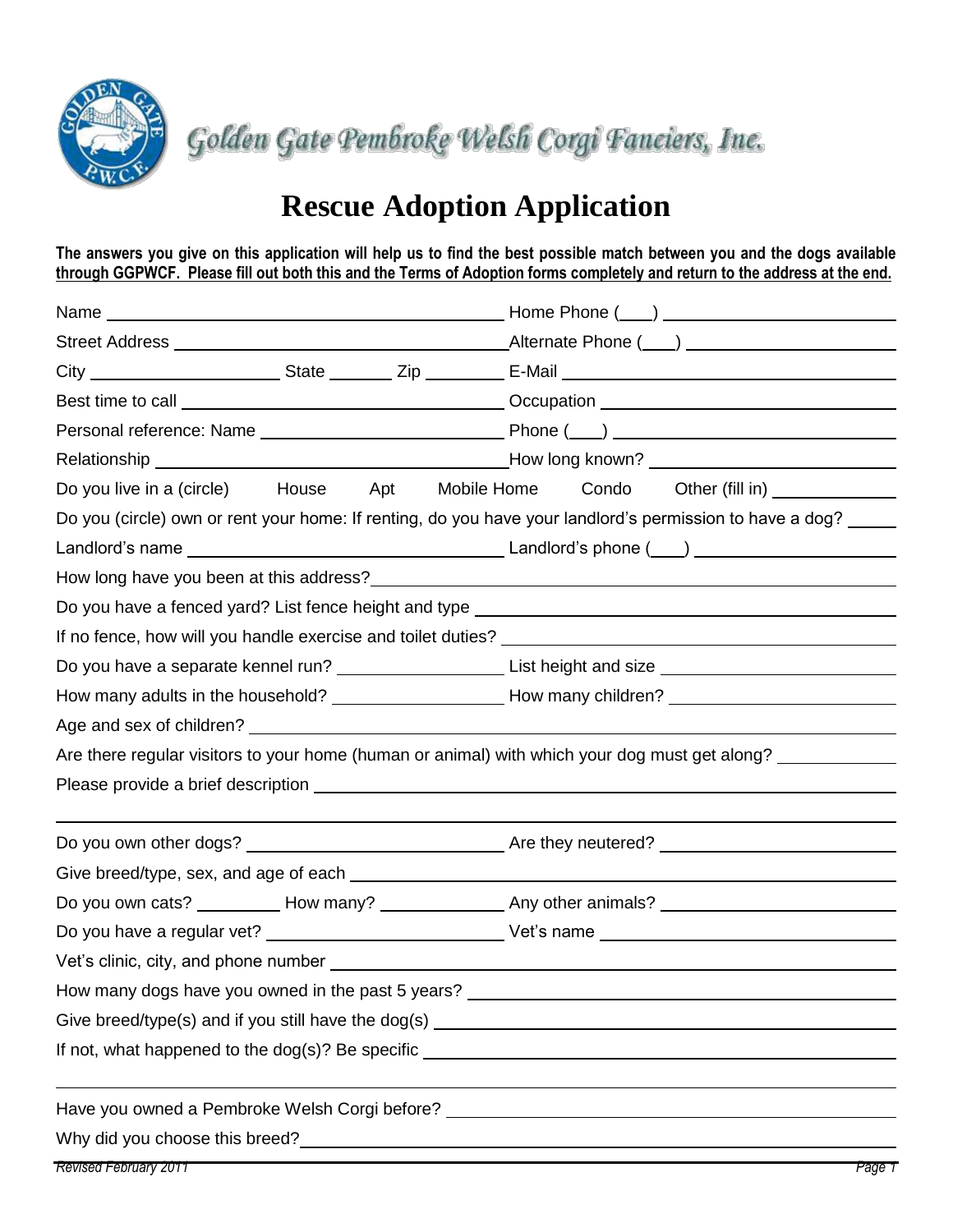Golden Gate Pembroke Welsh Corgi Fanciers, Inc.

# Rescue Adoption Application

**The answers you give on this application will help us to find the best possible match between you and the dogs available through GGPWCF. Please fill out both this and the Terms of Adoption forms completely and return to the address at the end.**

Name ______________________________ Home Phone (___) ______________________

Street Address ______________________________ Alternate Phone (___) ______________________

City ______________ State ______ Zip ______ E-Mail ______________________

Best time to call ______________________________ Occupation ______________________

Personal reference: Name ______________________ Phone (___) ______________________

Relationship ______________________________ How long known? ______________________

Do you live in a (circle) House Apt Mobile Home Condo Other (fill in) __________

Do you (circle) own or rent your home: If renting, do you have your landlord's permission to have a dog? _____

Landlord's name ______________________________ Landlord's phone (___) ______________________

How long have you been at this address? ______________________________

Do you have a fenced yard? List fence height and type ______________________________

If no fence, how will you handle exercise and toilet duties? ______________________________

Do you have a separate kennel run? ______________ List height and size ______________________

How many adults in the household? ______________ How many children? ______________________

Age and sex of children? ______________________________

Are there regular visitors to your home (human or animal) with which your dog must get along? __________

Please provide a brief description ______________________________

______________________________________________________________

Do you own other dogs? ______________________ Are they neutered? ______________________

Give breed/type, sex, and age of each ______________________________

Do you own cats? ________ How many? __________ Any other animals? ______________________

Do you have a regular vet? ______________________ Vet's name ______________________

Vet's clinic, city, and phone number ______________________________

How many dogs have you owned in the past 5 years? ______________________________

Give breed/type(s) and if you still have the dog(s) ______________________________

If not, what happened to the dog(s)? Be specific ______________________________

______________________________________________________________

Have you owned a Pembroke Welsh Corgi before? ______________________________

Why did you choose this breed? ______________________________

*Revised February 2011*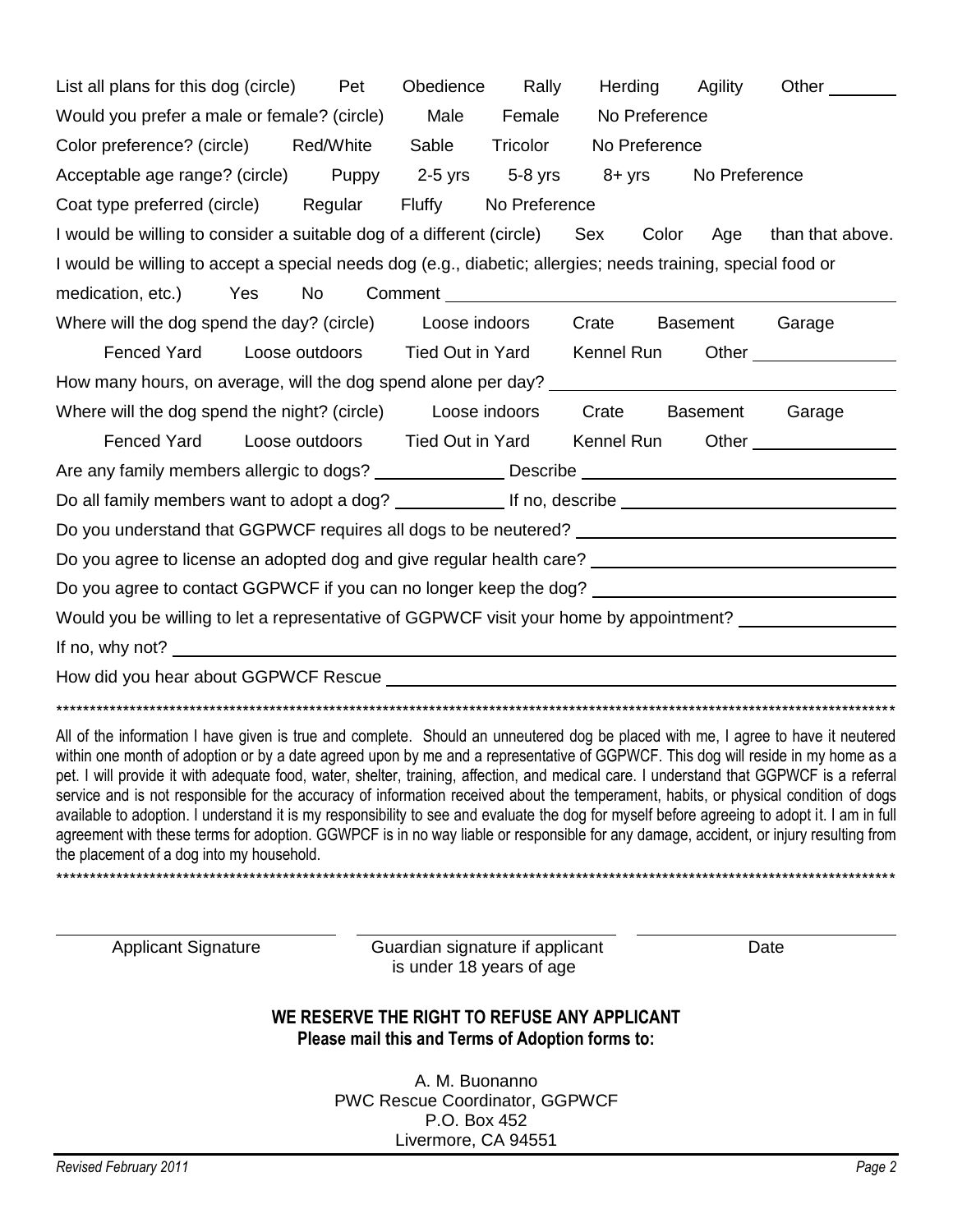List all plans for this dog (circle) Pet Obedience Rally Herding Agility Other _______

Would you prefer a male or female? (circle) Male Female No Preference

Color preference? (circle) Red/White Sable Tricolor No Preference

Acceptable age range? (circle) Puppy 2-5 yrs 5-8 yrs 8+ yrs No Preference

Coat type preferred (circle) Regular Fluffy No Preference

I would be willing to consider a suitable dog of a different (circle) Sex Color Age than that above.

I would be willing to accept a special needs dog (e.g., diabetic; allergies; needs training, special food or medication, etc.) Yes No Comment ________________________________________

Where will the dog spend the day? (circle) Loose indoors Crate Basement Garage Fenced Yard Loose outdoors Tied Out in Yard Kennel Run Other _______________

How many hours, on average, will the dog spend alone per day? ______________________________

Where will the dog spend the night? (circle) Loose indoors Crate Basement Garage Fenced Yard Loose outdoors Tied Out in Yard Kennel Run Other _______________

Are any family members allergic to dogs? _____________ Describe ____________________________

Do all family members want to adopt a dog? ___________ If no, describe __________________________

Do you understand that GGPWCF requires all dogs to be neutered? ____________________________

Do you agree to license an adopted dog and give regular health care? __________________________

Do you agree to contact GGPWCF if you can no longer keep the dog? ___________________________

Would you be willing to let a representative of GGPWCF visit your home by appointment? ______________

If no, why not? ______________________________________________________________________

How did you hear about GGPWCF Rescue _______________________________________________

*************************************************************************************************************************************

All of the information I have given is true and complete. Should an unneutered dog be placed with me, I agree to have it neutered within one month of adoption or by a date agreed upon by me and a representative of GGPWCF. This dog will reside in my home as a pet. I will provide it with adequate food, water, shelter, training, affection, and medical care. I understand that GGPWCF is a referral service and is not responsible for the accuracy of information received about the temperament, habits, or physical condition of dogs available to adoption. I understand it is my responsibility to see and evaluate the dog for myself before agreeing to adopt it. I am in full agreement with these terms for adoption. GGWPCF is in no way liable or responsible for any damage, accident, or injury resulting from the placement of a dog into my household.

*************************************************************************************************************************************

| | | |
|---|---|---|
| Applicant Signature | Guardian signature if applicant is under 18 years of age | Date |

**WE RESERVE THE RIGHT TO REFUSE ANY APPLICANT**
**Please mail this and Terms of Adoption forms to:**

A. M. Buonanno
PWC Rescue Coordinator, GGPWCF
P.O. Box 452
Livermore, CA 94551

*Revised February 2011*